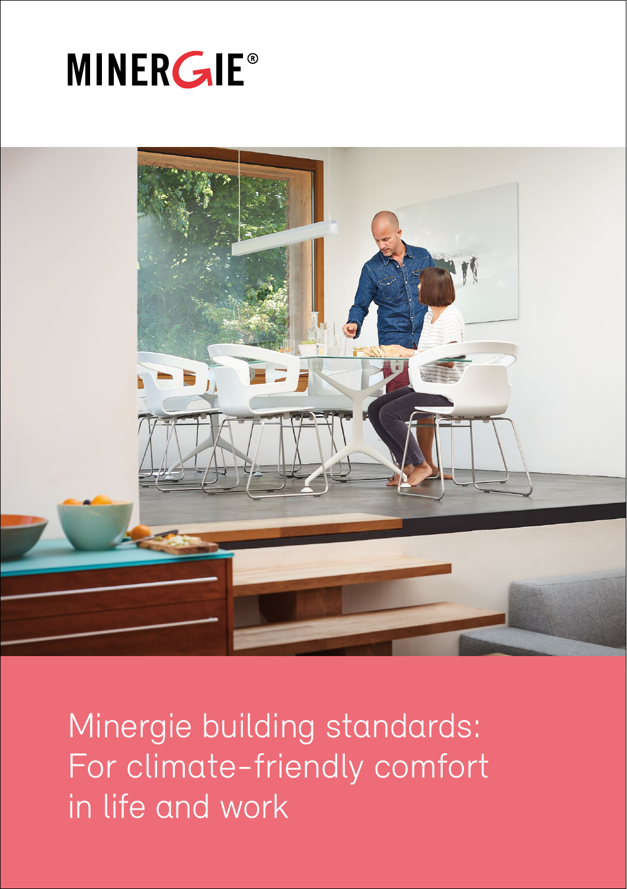MINERGIE®

# Minergie building standards: For climate-friendly comfort in life and work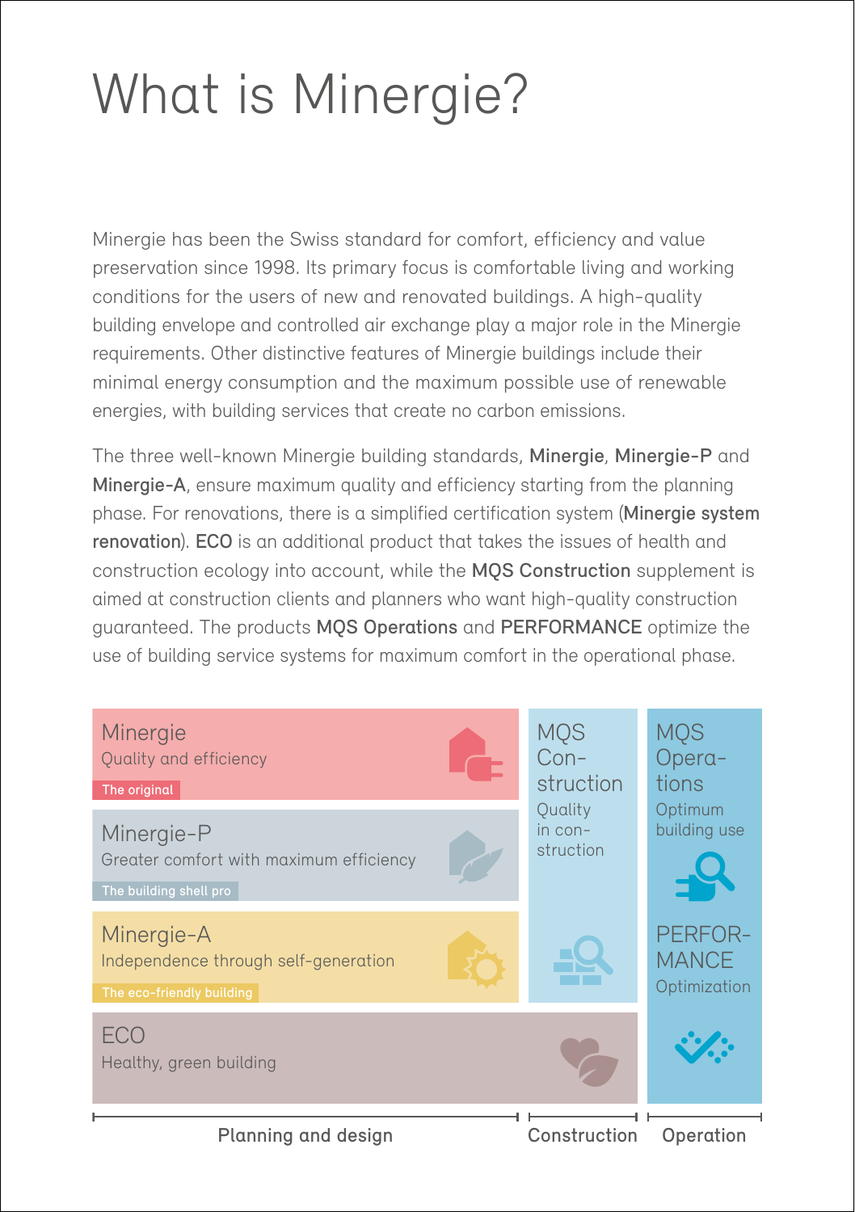# What is Minergie?

Minergie has been the Swiss standard for comfort, efficiency and value preservation since 1998. Its primary focus is comfortable living and working conditions for the users of new and renovated buildings. A high-quality building envelope and controlled air exchange play a major role in the Minergie requirements. Other distinctive features of Minergie buildings include their minimal energy consumption and the maximum possible use of renewable energies, with building services that create no carbon emissions.

The three well-known Minergie building standards, **Minergie**, **Minergie-P** and **Minergie-A**, ensure maximum quality and efficiency starting from the planning phase. For renovations, there is a simplified certification system (**Minergie system renovation**). **ECO** is an additional product that takes the issues of health and construction ecology into account, while the **MQS Construction** supplement is aimed at construction clients and planners who want high-quality construction guaranteed. The products **MQS Operations** and **PERFORMANCE** optimize the use of building service systems for maximum comfort in the operational phase.

**Minergie**
Quality and efficiency
The original

**Minergie-P**
Greater comfort with maximum efficiency
The building shell pro

**Minergie-A**
Independence through self-generation
The eco-friendly building

**ECO**
Healthy, green building

**MQS Construction**
Quality in construction

**MQS Operations**
Optimum building use

**PERFORMANCE**
Optimization

Planning and design | Construction | Operation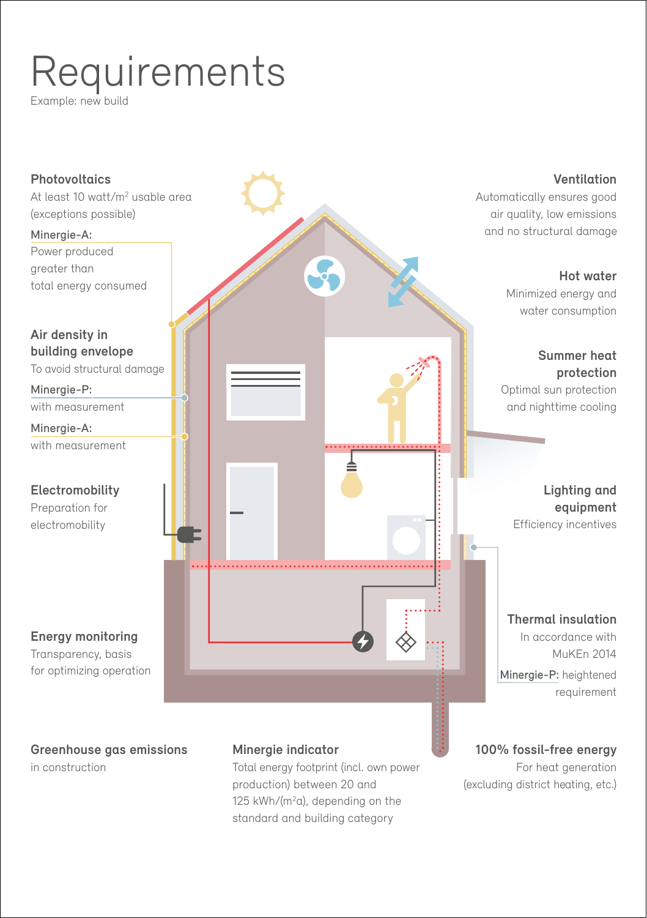# Requirements

Example: new build

**Photovoltaics**
At least 10 watt/m² usable area (exceptions possible)

Minergie-A:
Power produced greater than total energy consumed

**Air density in building envelope**
To avoid structural damage

Minergie-P:
with measurement

Minergie-A:
with measurement

**Electromobility**
Preparation for electromobility

**Energy monitoring**
Transparency, basis for optimizing operation

**Ventilation**
Automatically ensures good air quality, low emissions and no structural damage

**Hot water**
Minimized energy and water consumption

**Summer heat protection**
Optimal sun protection and nighttime cooling

**Lighting and equipment**
Efficiency incentives

**Thermal insulation**
In accordance with MuKEn 2014

Minergie-P: heightened requirement

**Greenhouse gas emissions**
in construction

**Minergie indicator**
Total energy footprint (incl. own power production) between 20 and 125 kWh/(m²a), depending on the standard and building category

**100% fossil-free energy**
For heat generation (excluding district heating, etc.)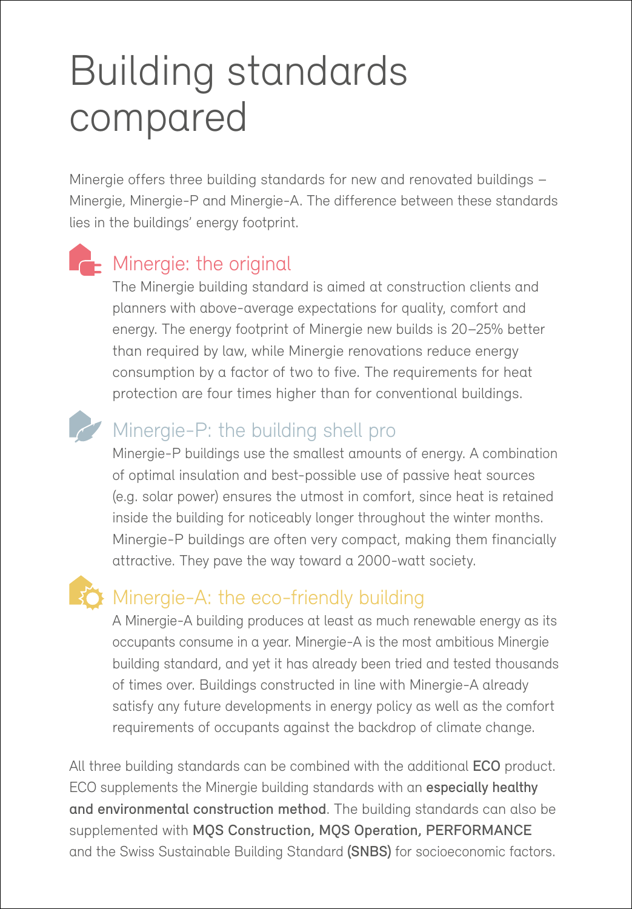# Building standards compared

Minergie offers three building standards for new and renovated buildings – Minergie, Minergie-P and Minergie-A. The difference between these standards lies in the buildings' energy footprint.

## Minergie: the original

The Minergie building standard is aimed at construction clients and planners with above-average expectations for quality, comfort and energy. The energy footprint of Minergie new builds is 20–25% better than required by law, while Minergie renovations reduce energy consumption by a factor of two to five. The requirements for heat protection are four times higher than for conventional buildings.

## Minergie-P: the building shell pro

Minergie-P buildings use the smallest amounts of energy. A combination of optimal insulation and best-possible use of passive heat sources (e.g. solar power) ensures the utmost in comfort, since heat is retained inside the building for noticeably longer throughout the winter months. Minergie-P buildings are often very compact, making them financially attractive. They pave the way toward a 2000-watt society.

## Minergie-A: the eco-friendly building

A Minergie-A building produces at least as much renewable energy as its occupants consume in a year. Minergie-A is the most ambitious Minergie building standard, and yet it has already been tried and tested thousands of times over. Buildings constructed in line with Minergie-A already satisfy any future developments in energy policy as well as the comfort requirements of occupants against the backdrop of climate change.

All three building standards can be combined with the additional **ECO** product. ECO supplements the Minergie building standards with an **especially healthy and environmental construction method**. The building standards can also be supplemented with **MQS Construction, MQS Operation, PERFORMANCE** and the Swiss Sustainable Building Standard **(SNBS)** for socioeconomic factors.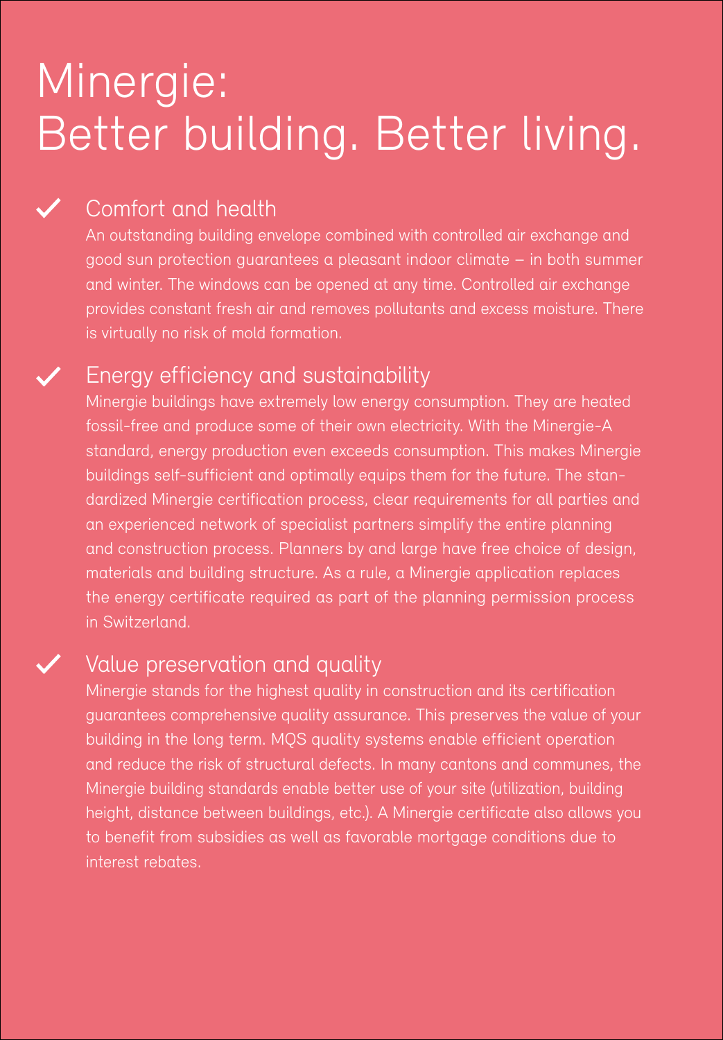# Minergie: Better building. Better living.

## ✓ Comfort and health

An outstanding building envelope combined with controlled air exchange and good sun protection guarantees a pleasant indoor climate – in both summer and winter. The windows can be opened at any time. Controlled air exchange provides constant fresh air and removes pollutants and excess moisture. There is virtually no risk of mold formation.

## ✓ Energy efficiency and sustainability

Minergie buildings have extremely low energy consumption. They are heated fossil-free and produce some of their own electricity. With the Minergie-A standard, energy production even exceeds consumption. This makes Minergie buildings self-sufficient and optimally equips them for the future. The standardized Minergie certification process, clear requirements for all parties and an experienced network of specialist partners simplify the entire planning and construction process. Planners by and large have free choice of design, materials and building structure. As a rule, a Minergie application replaces the energy certificate required as part of the planning permission process in Switzerland.

## ✓ Value preservation and quality

Minergie stands for the highest quality in construction and its certification guarantees comprehensive quality assurance. This preserves the value of your building in the long term. MQS quality systems enable efficient operation and reduce the risk of structural defects. In many cantons and communes, the Minergie building standards enable better use of your site (utilization, building height, distance between buildings, etc.). A Minergie certificate also allows you to benefit from subsidies as well as favorable mortgage conditions due to interest rebates.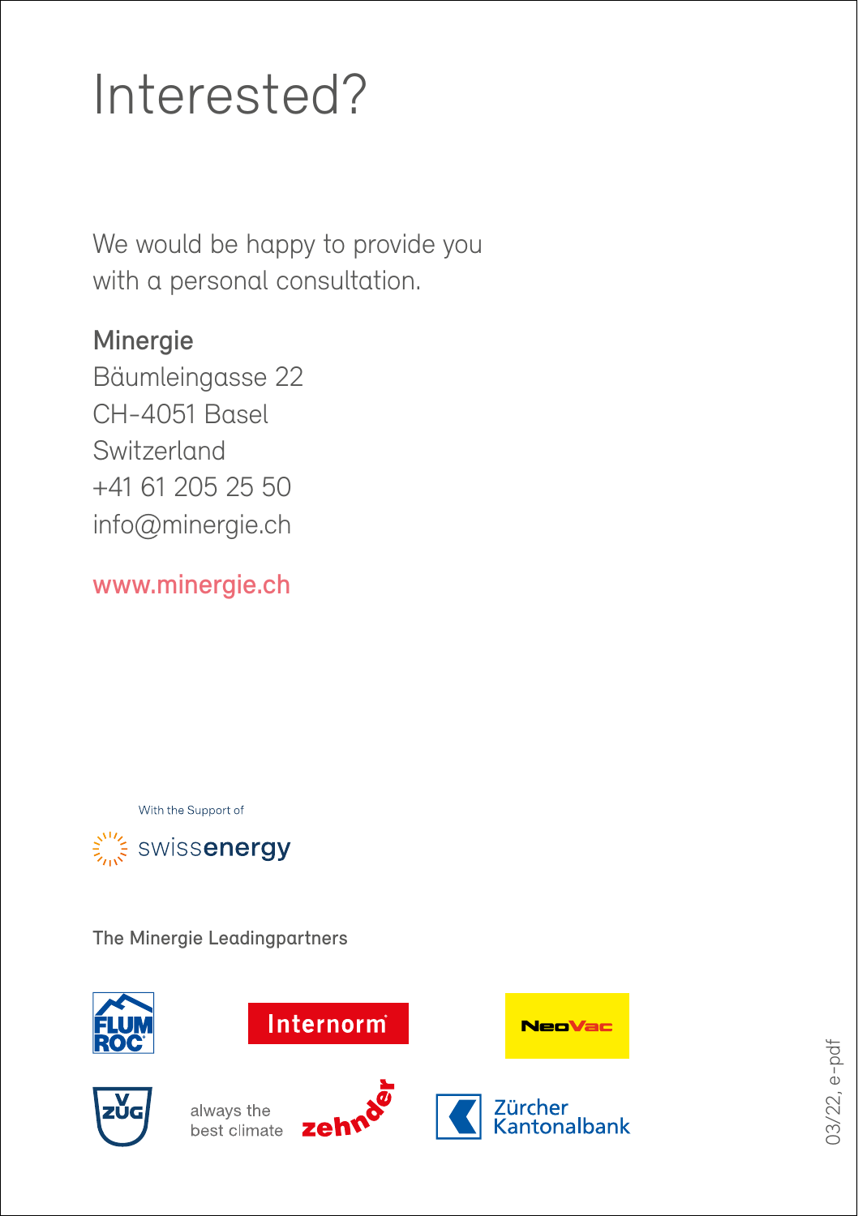# Interested?

We would be happy to provide you with a personal consultation.

**Minergie**
Bäumleingasse 22
CH-4051 Basel
Switzerland
+41 61 205 25 50
info@minergie.ch

www.minergie.ch

With the Support of

swissenergy

The Minergie Leadingpartners

FLUMROC

Internorm

NeoVac

V-ZUG

always the best climate zehnder

Zürcher Kantonalbank

03/22, e-pdf